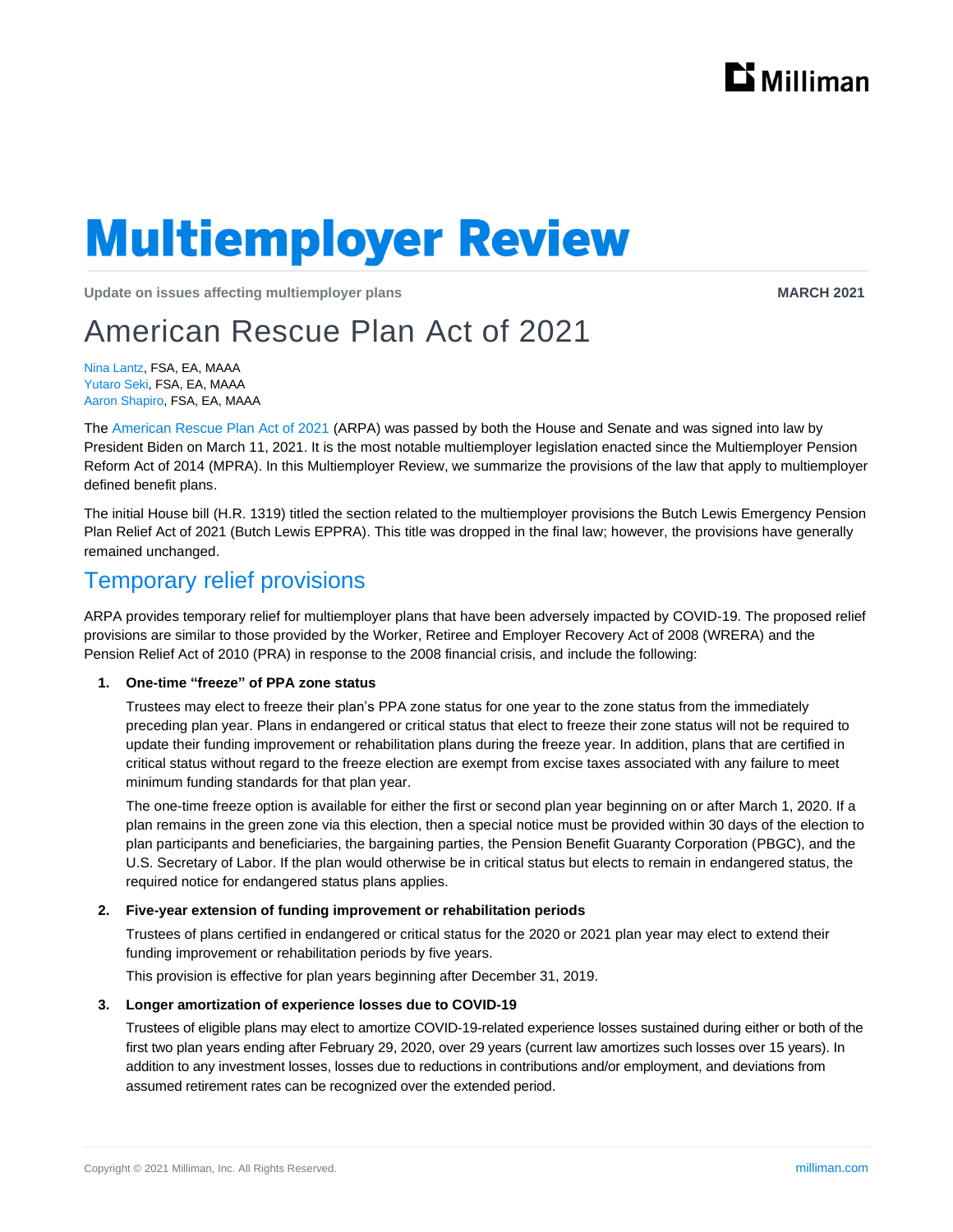# Multiemployer Review

**Update on issues affecting multiemployer plans** **MARCH 2021**

## American Rescue Plan Act of 2021

Nina Lantz, FSA, EA, MAAA
Yutaro Seki, FSA, EA, MAAA
Aaron Shapiro, FSA, EA, MAAA

The American Rescue Plan Act of 2021 (ARPA) was passed by both the House and Senate and was signed into law by President Biden on March 11, 2021. It is the most notable multiemployer legislation enacted since the Multiemployer Pension Reform Act of 2014 (MPRA). In this Multiemployer Review, we summarize the provisions of the law that apply to multiemployer defined benefit plans.

The initial House bill (H.R. 1319) titled the section related to the multiemployer provisions the Butch Lewis Emergency Pension Plan Relief Act of 2021 (Butch Lewis EPPRA). This title was dropped in the final law; however, the provisions have generally remained unchanged.

## Temporary relief provisions

ARPA provides temporary relief for multiemployer plans that have been adversely impacted by COVID-19. The proposed relief provisions are similar to those provided by the Worker, Retiree and Employer Recovery Act of 2008 (WRERA) and the Pension Relief Act of 2010 (PRA) in response to the 2008 financial crisis, and include the following:

1. **One-time "freeze" of PPA zone status**

   Trustees may elect to freeze their plan's PPA zone status for one year to the zone status from the immediately preceding plan year. Plans in endangered or critical status that elect to freeze their zone status will not be required to update their funding improvement or rehabilitation plans during the freeze year. In addition, plans that are certified in critical status without regard to the freeze election are exempt from excise taxes associated with any failure to meet minimum funding standards for that plan year.

   The one-time freeze option is available for either the first or second plan year beginning on or after March 1, 2020. If a plan remains in the green zone via this election, then a special notice must be provided within 30 days of the election to plan participants and beneficiaries, the bargaining parties, the Pension Benefit Guaranty Corporation (PBGC), and the U.S. Secretary of Labor. If the plan would otherwise be in critical status but elects to remain in endangered status, the required notice for endangered status plans applies.

2. **Five-year extension of funding improvement or rehabilitation periods**

   Trustees of plans certified in endangered or critical status for the 2020 or 2021 plan year may elect to extend their funding improvement or rehabilitation periods by five years.

   This provision is effective for plan years beginning after December 31, 2019.

3. **Longer amortization of experience losses due to COVID-19**

   Trustees of eligible plans may elect to amortize COVID-19-related experience losses sustained during either or both of the first two plan years ending after February 29, 2020, over 29 years (current law amortizes such losses over 15 years). In addition to any investment losses, losses due to reductions in contributions and/or employment, and deviations from assumed retirement rates can be recognized over the extended period.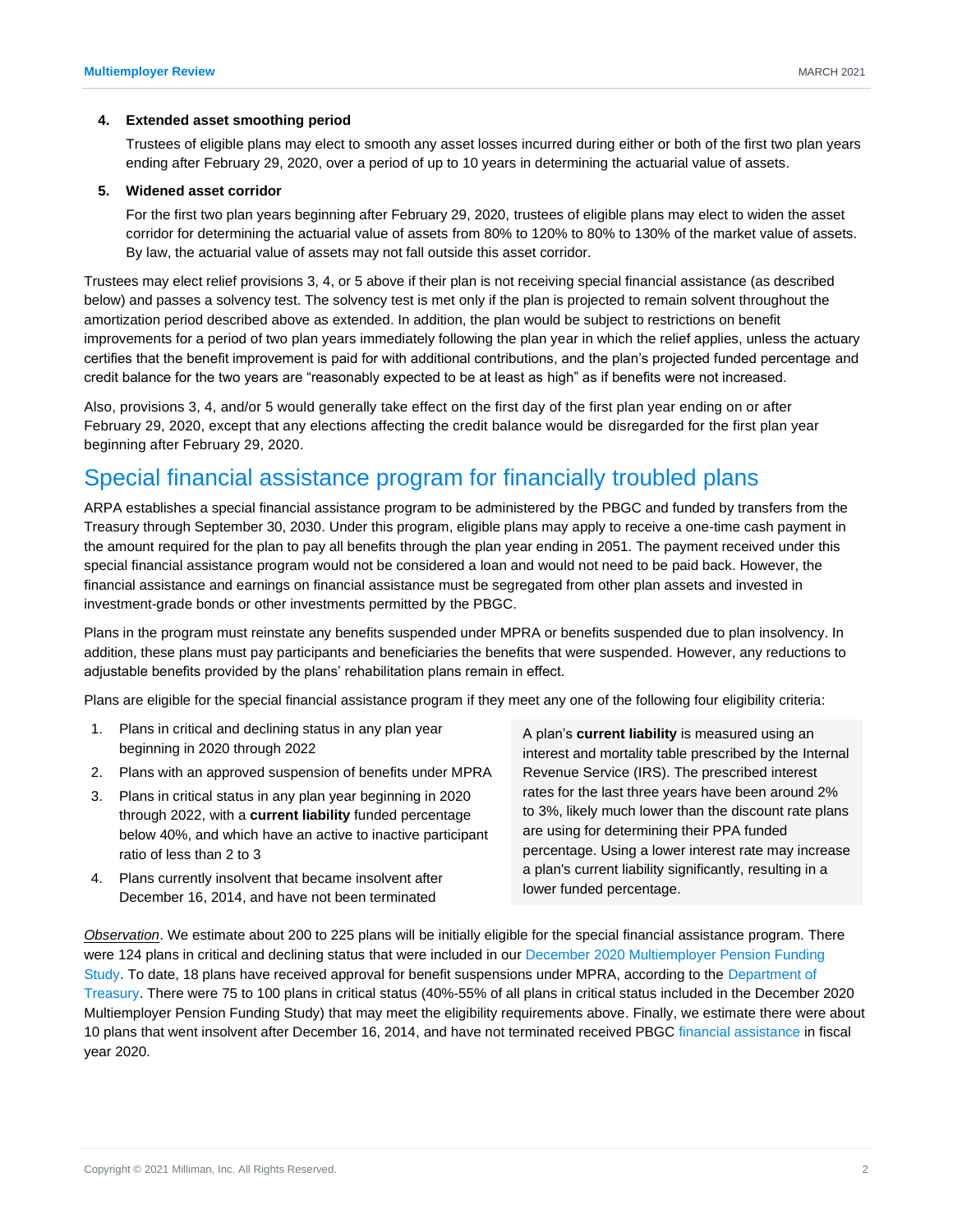4. **Extended asset smoothing period**

   Trustees of eligible plans may elect to smooth any asset losses incurred during either or both of the first two plan years ending after February 29, 2020, over a period of up to 10 years in determining the actuarial value of assets.

5. **Widened asset corridor**

   For the first two plan years beginning after February 29, 2020, trustees of eligible plans may elect to widen the asset corridor for determining the actuarial value of assets from 80% to 120% to 80% to 130% of the market value of assets. By law, the actuarial value of assets may not fall outside this asset corridor.

Trustees may elect relief provisions 3, 4, or 5 above if their plan is not receiving special financial assistance (as described below) and passes a solvency test. The solvency test is met only if the plan is projected to remain solvent throughout the amortization period described above as extended. In addition, the plan would be subject to restrictions on benefit improvements for a period of two plan years immediately following the plan year in which the relief applies, unless the actuary certifies that the benefit improvement is paid for with additional contributions, and the plan's projected funded percentage and credit balance for the two years are "reasonably expected to be at least as high" as if benefits were not increased.

Also, provisions 3, 4, and/or 5 would generally take effect on the first day of the first plan year ending on or after February 29, 2020, except that any elections affecting the credit balance would be disregarded for the first plan year beginning after February 29, 2020.

## Special financial assistance program for financially troubled plans

ARPA establishes a special financial assistance program to be administered by the PBGC and funded by transfers from the Treasury through September 30, 2030. Under this program, eligible plans may apply to receive a one-time cash payment in the amount required for the plan to pay all benefits through the plan year ending in 2051. The payment received under this special financial assistance program would not be considered a loan and would not need to be paid back. However, the financial assistance and earnings on financial assistance must be segregated from other plan assets and invested in investment-grade bonds or other investments permitted by the PBGC.

Plans in the program must reinstate any benefits suspended under MPRA or benefits suspended due to plan insolvency. In addition, these plans must pay participants and beneficiaries the benefits that were suspended. However, any reductions to adjustable benefits provided by the plans' rehabilitation plans remain in effect.

Plans are eligible for the special financial assistance program if they meet any one of the following four eligibility criteria:

1. Plans in critical and declining status in any plan year beginning in 2020 through 2022
2. Plans with an approved suspension of benefits under MPRA
3. Plans in critical status in any plan year beginning in 2020 through 2022, with a **current liability** funded percentage below 40%, and which have an active to inactive participant ratio of less than 2 to 3
4. Plans currently insolvent that became insolvent after December 16, 2014, and have not been terminated

A plan's **current liability** is measured using an interest and mortality table prescribed by the Internal Revenue Service (IRS). The prescribed interest rates for the last three years have been around 2% to 3%, likely much lower than the discount rate plans are using for determining their PPA funded percentage. Using a lower interest rate may increase a plan's current liability significantly, resulting in a lower funded percentage.

*Observation*. We estimate about 200 to 225 plans will be initially eligible for the special financial assistance program. There were 124 plans in critical and declining status that were included in our December 2020 Multiemployer Pension Funding Study. To date, 18 plans have received approval for benefit suspensions under MPRA, according to the Department of Treasury. There were 75 to 100 plans in critical status (40%-55% of all plans in critical status included in the December 2020 Multiemployer Pension Funding Study) that may meet the eligibility requirements above. Finally, we estimate there were about 10 plans that went insolvent after December 16, 2014, and have not terminated received PBGC financial assistance in fiscal year 2020.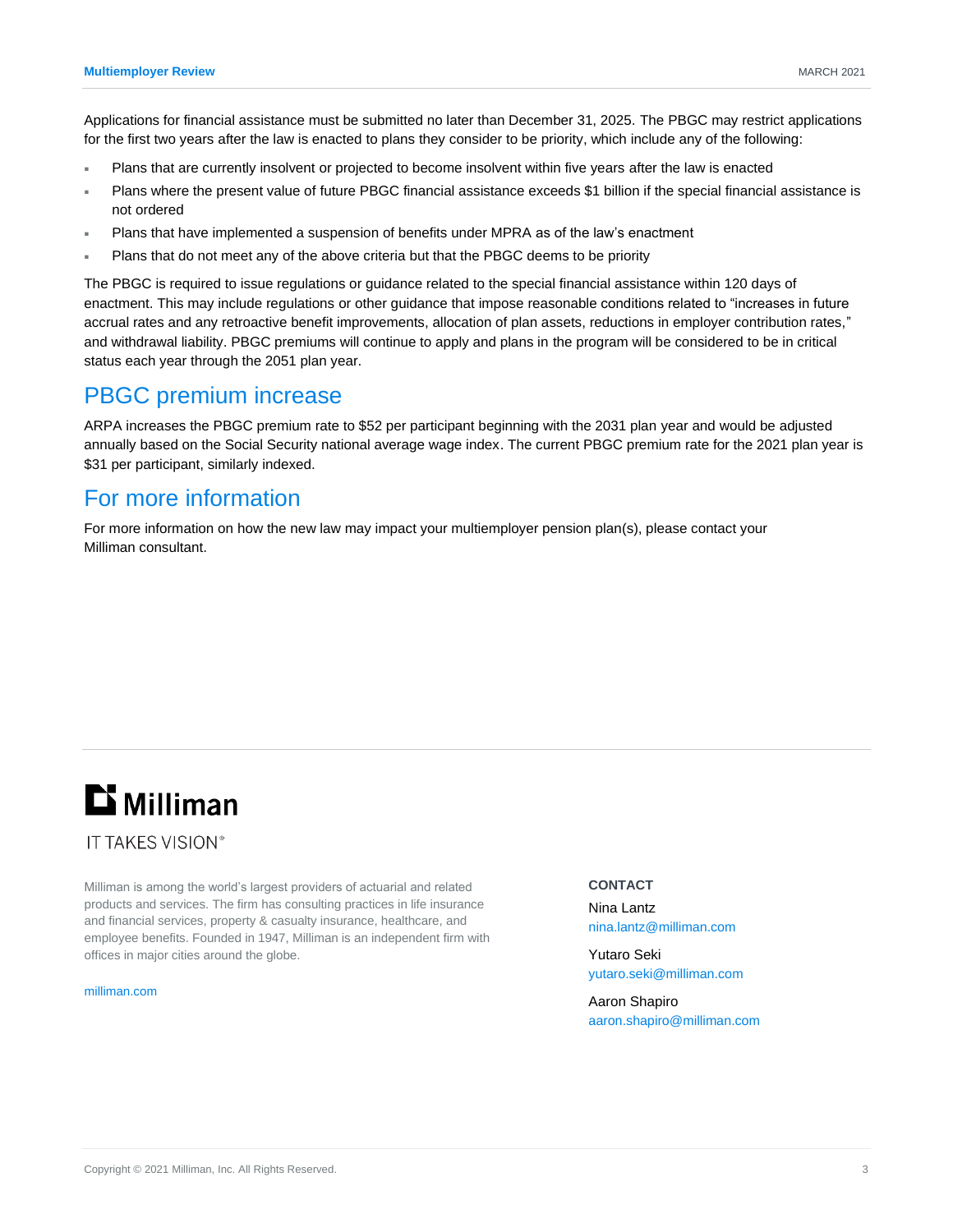Applications for financial assistance must be submitted no later than December 31, 2025. The PBGC may restrict applications for the first two years after the law is enacted to plans they consider to be priority, which include any of the following:

- Plans that are currently insolvent or projected to become insolvent within five years after the law is enacted
- Plans where the present value of future PBGC financial assistance exceeds $1 billion if the special financial assistance is not ordered
- Plans that have implemented a suspension of benefits under MPRA as of the law's enactment
- Plans that do not meet any of the above criteria but that the PBGC deems to be priority

The PBGC is required to issue regulations or guidance related to the special financial assistance within 120 days of enactment. This may include regulations or other guidance that impose reasonable conditions related to "increases in future accrual rates and any retroactive benefit improvements, allocation of plan assets, reductions in employer contribution rates," and withdrawal liability. PBGC premiums will continue to apply and plans in the program will be considered to be in critical status each year through the 2051 plan year.

## PBGC premium increase

ARPA increases the PBGC premium rate to $52 per participant beginning with the 2031 plan year and would be adjusted annually based on the Social Security national average wage index. The current PBGC premium rate for the 2021 plan year is $31 per participant, similarly indexed.

## For more information

For more information on how the new law may impact your multiemployer pension plan(s), please contact your Milliman consultant.

Milliman

IT TAKES VISION®

Milliman is among the world's largest providers of actuarial and related products and services. The firm has consulting practices in life insurance and financial services, property & casualty insurance, healthcare, and employee benefits. Founded in 1947, Milliman is an independent firm with offices in major cities around the globe.

milliman.com

**CONTACT**

Nina Lantz
nina.lantz@milliman.com

Yutaro Seki
yutaro.seki@milliman.com

Aaron Shapiro
aaron.shapiro@milliman.com

Copyright © 2021 Milliman, Inc. All Rights Reserved.